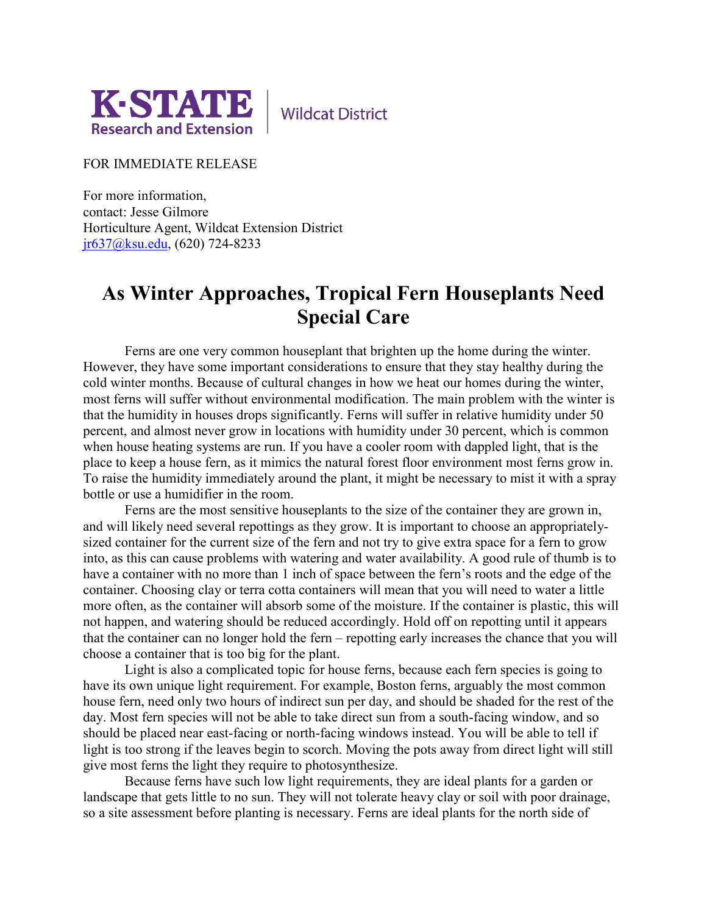K·STATE Research and Extension | Wildcat District

FOR IMMEDIATE RELEASE

For more information,
contact: Jesse Gilmore
Horticulture Agent, Wildcat Extension District
jr637@ksu.edu, (620) 724-8233

# As Winter Approaches, Tropical Fern Houseplants Need Special Care

Ferns are one very common houseplant that brighten up the home during the winter. However, they have some important considerations to ensure that they stay healthy during the cold winter months. Because of cultural changes in how we heat our homes during the winter, most ferns will suffer without environmental modification. The main problem with the winter is that the humidity in houses drops significantly. Ferns will suffer in relative humidity under 50 percent, and almost never grow in locations with humidity under 30 percent, which is common when house heating systems are run. If you have a cooler room with dappled light, that is the place to keep a house fern, as it mimics the natural forest floor environment most ferns grow in. To raise the humidity immediately around the plant, it might be necessary to mist it with a spray bottle or use a humidifier in the room.

Ferns are the most sensitive houseplants to the size of the container they are grown in, and will likely need several repottings as they grow. It is important to choose an appropriately-sized container for the current size of the fern and not try to give extra space for a fern to grow into, as this can cause problems with watering and water availability. A good rule of thumb is to have a container with no more than 1 inch of space between the fern's roots and the edge of the container. Choosing clay or terra cotta containers will mean that you will need to water a little more often, as the container will absorb some of the moisture. If the container is plastic, this will not happen, and watering should be reduced accordingly. Hold off on repotting until it appears that the container can no longer hold the fern – repotting early increases the chance that you will choose a container that is too big for the plant.

Light is also a complicated topic for house ferns, because each fern species is going to have its own unique light requirement. For example, Boston ferns, arguably the most common house fern, need only two hours of indirect sun per day, and should be shaded for the rest of the day. Most fern species will not be able to take direct sun from a south-facing window, and so should be placed near east-facing or north-facing windows instead. You will be able to tell if light is too strong if the leaves begin to scorch. Moving the pots away from direct light will still give most ferns the light they require to photosynthesize.

Because ferns have such low light requirements, they are ideal plants for a garden or landscape that gets little to no sun. They will not tolerate heavy clay or soil with poor drainage, so a site assessment before planting is necessary. Ferns are ideal plants for the north side of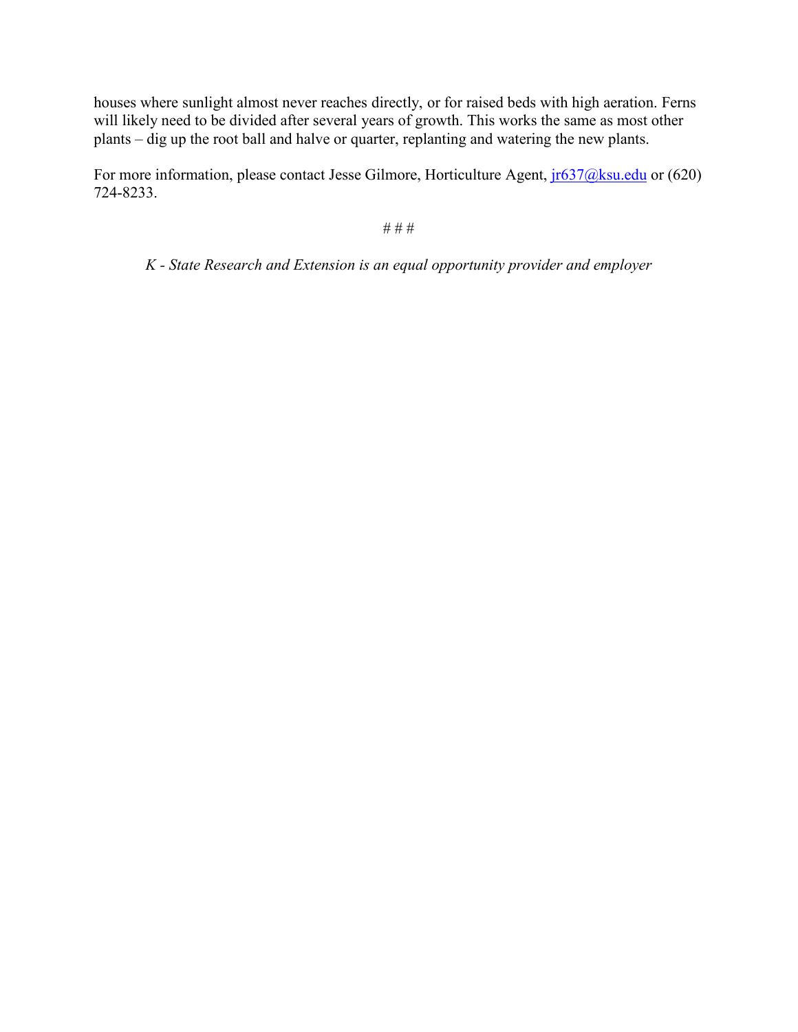houses where sunlight almost never reaches directly, or for raised beds with high aeration. Ferns will likely need to be divided after several years of growth. This works the same as most other plants – dig up the root ball and halve or quarter, replanting and watering the new plants.

For more information, please contact Jesse Gilmore, Horticulture Agent, jr637@ksu.edu or (620) 724-8233.

# # #

*K - State Research and Extension is an equal opportunity provider and employer*